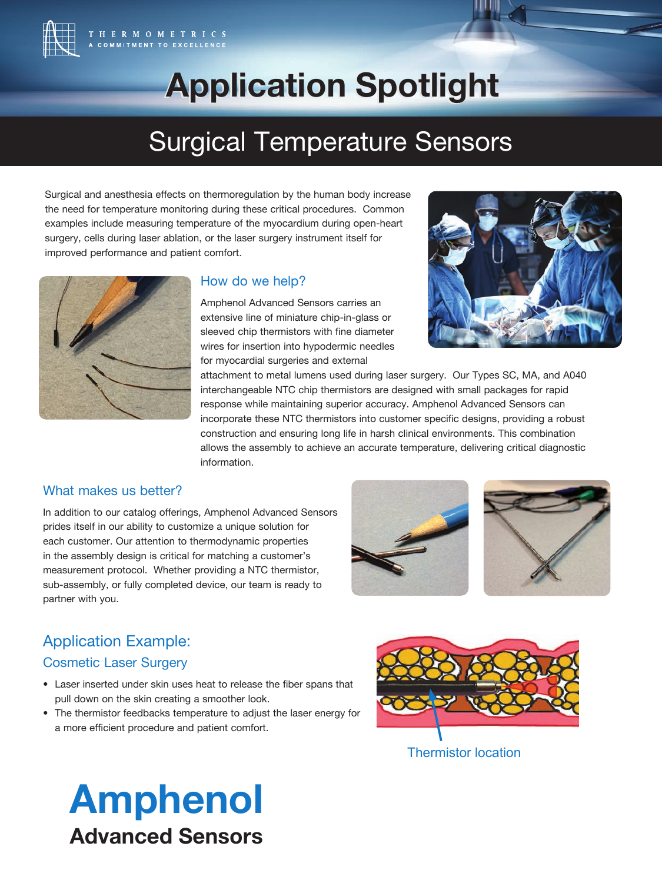THERMOMETRICS
A COMMITMENT TO EXCELLENCE

# Application Spotlight

## Surgical Temperature Sensors

Surgical and anesthesia effects on thermoregulation by the human body increase the need for temperature monitoring during these critical procedures. Common examples include measuring temperature of the myocardium during open-heart surgery, cells during laser ablation, or the laser surgery instrument itself for improved performance and patient comfort.

### How do we help?

Amphenol Advanced Sensors carries an extensive line of miniature chip-in-glass or sleeved chip thermistors with fine diameter wires for insertion into hypodermic needles for myocardial surgeries and external attachment to metal lumens used during laser surgery. Our Types SC, MA, and A040 interchangeable NTC chip thermistors are designed with small packages for rapid response while maintaining superior accuracy. Amphenol Advanced Sensors can incorporate these NTC thermistors into customer specific designs, providing a robust construction and ensuring long life in harsh clinical environments. This combination allows the assembly to achieve an accurate temperature, delivering critical diagnostic information.

### What makes us better?

In addition to our catalog offerings, Amphenol Advanced Sensors prides itself in our ability to customize a unique solution for each customer. Our attention to thermodynamic properties in the assembly design is critical for matching a customer's measurement protocol. Whether providing a NTC thermistor, sub-assembly, or fully completed device, our team is ready to partner with you.

### Application Example:

#### Cosmetic Laser Surgery

- Laser inserted under skin uses heat to release the fiber spans that pull down on the skin creating a smoother look.
- The thermistor feedbacks temperature to adjust the laser energy for a more efficient procedure and patient comfort.

Thermistor location

**Amphenol**
**Advanced Sensors**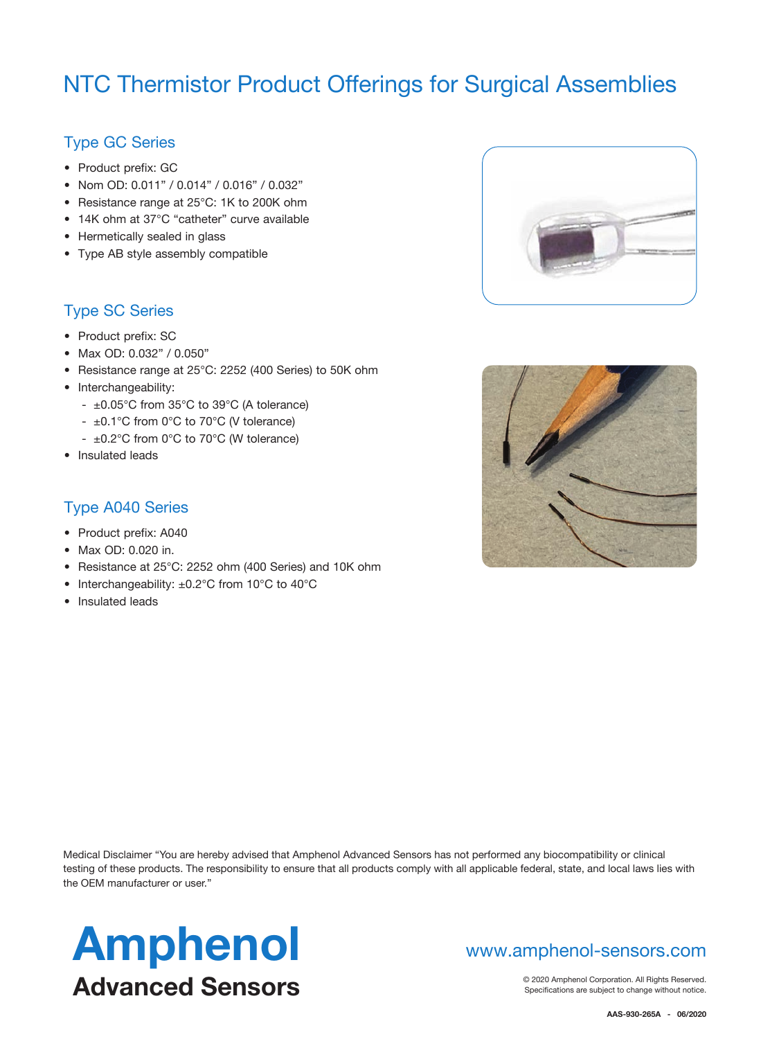# NTC Thermistor Product Offerings for Surgical Assemblies

## Type GC Series

- Product prefix: GC
- Nom OD: 0.011” / 0.014” / 0.016” / 0.032”
- Resistance range at 25°C: 1K to 200K ohm
- 14K ohm at 37°C “catheter” curve available
- Hermetically sealed in glass
- Type AB style assembly compatible

## Type SC Series

- Product prefix: SC
- Max OD: 0.032” / 0.050”
- Resistance range at 25°C: 2252 (400 Series) to 50K ohm
- Interchangeability:
  - ±0.05°C from 35°C to 39°C (A tolerance)
  - ±0.1°C from 0°C to 70°C (V tolerance)
  - ±0.2°C from 0°C to 70°C (W tolerance)
- Insulated leads

## Type A040 Series

- Product prefix: A040
- Max OD: 0.020 in.
- Resistance at 25°C: 2252 ohm (400 Series) and 10K ohm
- Interchangeability: ±0.2°C from 10°C to 40°C
- Insulated leads

Medical Disclaimer “You are hereby advised that Amphenol Advanced Sensors has not performed any biocompatibility or clinical testing of these products. The responsibility to ensure that all products comply with all applicable federal, state, and local laws lies with the OEM manufacturer or user.”

**Amphenol**
**Advanced Sensors**

www.amphenol-sensors.com

© 2020 Amphenol Corporation. All Rights Reserved.
Specifications are subject to change without notice.

**AAS-930-265A - 06/2020**